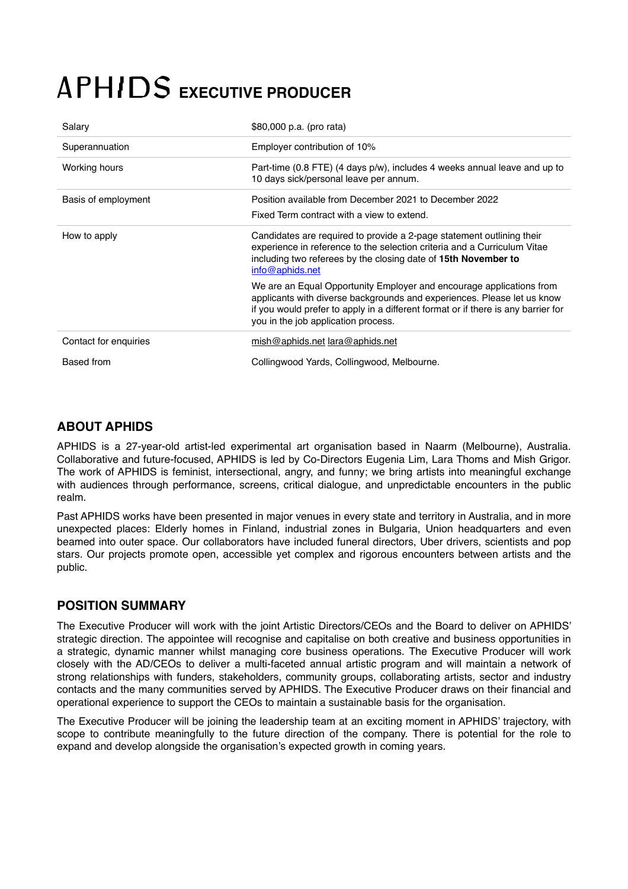# APHIDS EXECUTIVE PRODUCER

| | |
|---|---|
| Salary | $80,000 p.a. (pro rata) |
| Superannuation | Employer contribution of 10% |
| Working hours | Part-time (0.8 FTE) (4 days p/w), includes 4 weeks annual leave and up to 10 days sick/personal leave per annum. |
| Basis of employment | Position available from December 2021 to December 2022<br>Fixed Term contract with a view to extend. |
| How to apply | Candidates are required to provide a 2-page statement outlining their experience in reference to the selection criteria and a Curriculum Vitae including two referees by the closing date of **15th November to** info@aphids.net<br>We are an Equal Opportunity Employer and encourage applications from applicants with diverse backgrounds and experiences. Please let us know if you would prefer to apply in a different format or if there is any barrier for you in the job application process. |
| Contact for enquiries | mish@aphids.net lara@aphids.net |
| Based from | Collingwood Yards, Collingwood, Melbourne. |

## ABOUT APHIDS

APHIDS is a 27-year-old artist-led experimental art organisation based in Naarm (Melbourne), Australia. Collaborative and future-focused, APHIDS is led by Co-Directors Eugenia Lim, Lara Thoms and Mish Grigor. The work of APHIDS is feminist, intersectional, angry, and funny; we bring artists into meaningful exchange with audiences through performance, screens, critical dialogue, and unpredictable encounters in the public realm.

Past APHIDS works have been presented in major venues in every state and territory in Australia, and in more unexpected places: Elderly homes in Finland, industrial zones in Bulgaria, Union headquarters and even beamed into outer space. Our collaborators have included funeral directors, Uber drivers, scientists and pop stars. Our projects promote open, accessible yet complex and rigorous encounters between artists and the public.

## POSITION SUMMARY

The Executive Producer will work with the joint Artistic Directors/CEOs and the Board to deliver on APHIDS' strategic direction. The appointee will recognise and capitalise on both creative and business opportunities in a strategic, dynamic manner whilst managing core business operations. The Executive Producer will work closely with the AD/CEOs to deliver a multi-faceted annual artistic program and will maintain a network of strong relationships with funders, stakeholders, community groups, collaborating artists, sector and industry contacts and the many communities served by APHIDS. The Executive Producer draws on their financial and operational experience to support the CEOs to maintain a sustainable basis for the organisation.

The Executive Producer will be joining the leadership team at an exciting moment in APHIDS' trajectory, with scope to contribute meaningfully to the future direction of the company. There is potential for the role to expand and develop alongside the organisation's expected growth in coming years.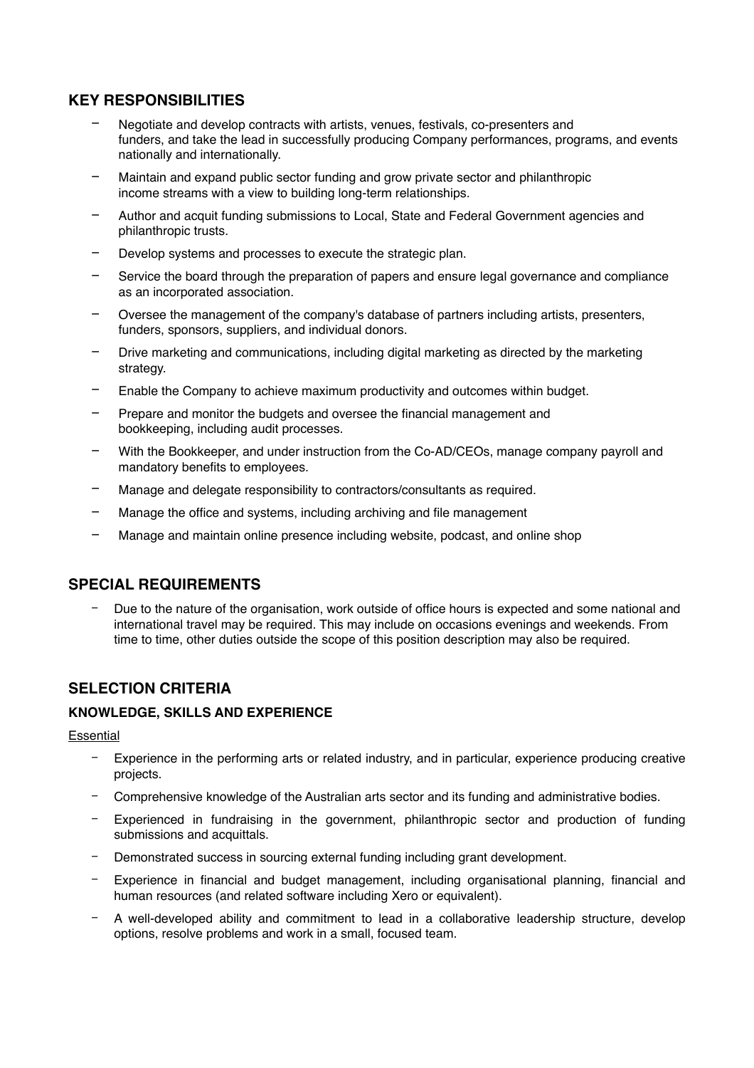## KEY RESPONSIBILITIES

- Negotiate and develop contracts with artists, venues, festivals, co-presenters and funders, and take the lead in successfully producing Company performances, programs, and events nationally and internationally.
- Maintain and expand public sector funding and grow private sector and philanthropic income streams with a view to building long-term relationships.
- Author and acquit funding submissions to Local, State and Federal Government agencies and philanthropic trusts.
- Develop systems and processes to execute the strategic plan.
- Service the board through the preparation of papers and ensure legal governance and compliance as an incorporated association.
- Oversee the management of the company's database of partners including artists, presenters, funders, sponsors, suppliers, and individual donors.
- Drive marketing and communications, including digital marketing as directed by the marketing strategy.
- Enable the Company to achieve maximum productivity and outcomes within budget.
- Prepare and monitor the budgets and oversee the financial management and bookkeeping, including audit processes.
- With the Bookkeeper, and under instruction from the Co-AD/CEOs, manage company payroll and mandatory benefits to employees.
- Manage and delegate responsibility to contractors/consultants as required.
- Manage the office and systems, including archiving and file management
- Manage and maintain online presence including website, podcast, and online shop

## SPECIAL REQUIREMENTS

- Due to the nature of the organisation, work outside of office hours is expected and some national and international travel may be required. This may include on occasions evenings and weekends. From time to time, other duties outside the scope of this position description may also be required.

## SELECTION CRITERIA

### KNOWLEDGE, SKILLS AND EXPERIENCE

Essential

- Experience in the performing arts or related industry, and in particular, experience producing creative projects.
- Comprehensive knowledge of the Australian arts sector and its funding and administrative bodies.
- Experienced in fundraising in the government, philanthropic sector and production of funding submissions and acquittals.
- Demonstrated success in sourcing external funding including grant development.
- Experience in financial and budget management, including organisational planning, financial and human resources (and related software including Xero or equivalent).
- A well-developed ability and commitment to lead in a collaborative leadership structure, develop options, resolve problems and work in a small, focused team.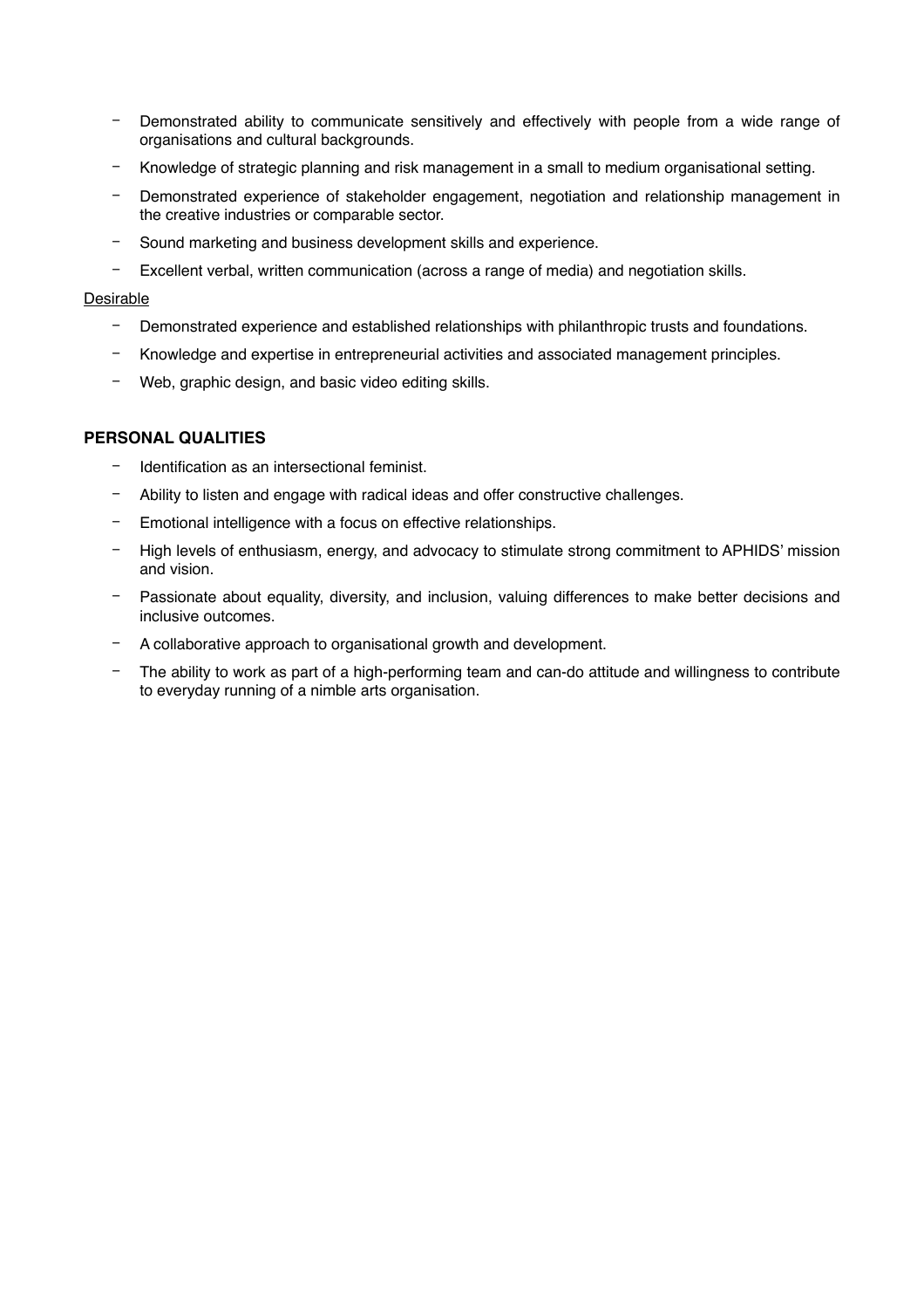- Demonstrated ability to communicate sensitively and effectively with people from a wide range of organisations and cultural backgrounds.
- Knowledge of strategic planning and risk management in a small to medium organisational setting.
- Demonstrated experience of stakeholder engagement, negotiation and relationship management in the creative industries or comparable sector.
- Sound marketing and business development skills and experience.
- Excellent verbal, written communication (across a range of media) and negotiation skills.

<u>Desirable</u>

- Demonstrated experience and established relationships with philanthropic trusts and foundations.
- Knowledge and expertise in entrepreneurial activities and associated management principles.
- Web, graphic design, and basic video editing skills.

**PERSONAL QUALITIES**

- Identification as an intersectional feminist.
- Ability to listen and engage with radical ideas and offer constructive challenges.
- Emotional intelligence with a focus on effective relationships.
- High levels of enthusiasm, energy, and advocacy to stimulate strong commitment to APHIDS' mission and vision.
- Passionate about equality, diversity, and inclusion, valuing differences to make better decisions and inclusive outcomes.
- A collaborative approach to organisational growth and development.
- The ability to work as part of a high-performing team and can-do attitude and willingness to contribute to everyday running of a nimble arts organisation.